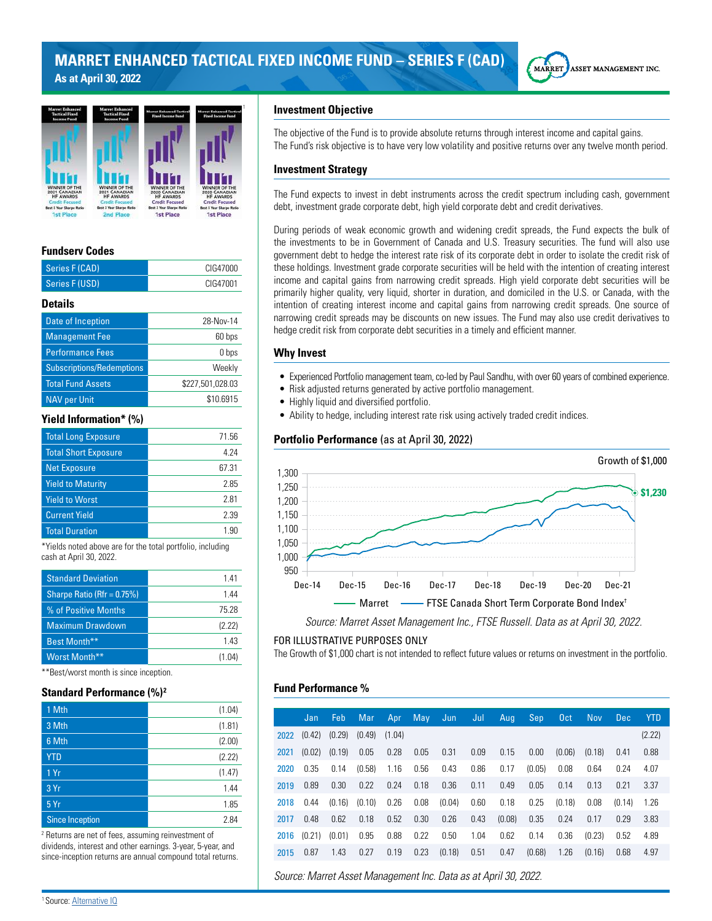# MARRET ENHANCED TACTICAL FIXED INCOME FUND – SERIES F (CAD)

**As at April 30, 2022**

MARRET ASSET MANAGEMENT INC.

Marret Enhanced Tactical Fixed Income Fund — WINNER OF THE 2021 CANADIAN HF AWARDS, Credit Focused, Best 3 Year Sharpe Ratio, 1st Place

Marret Enhanced Tactical Fixed Income Fund — WINNER OF THE 2021 CANADIAN HF AWARDS, Credit Focused, Best 5 Year Sharpe Ratio, 2nd Place

Marret Enhanced Tactical Fixed Income Fund — WINNER OF THE 2020 CANADIAN HF AWARDS, Credit Focused, Best 3 Year Sharpe Ratio, 1st Place

Marret Enhanced Tactical Fixed Income Fund — WINNER OF THE 2020 CANADIAN HF AWARDS, Credit Focused, Best 5 Year Sharpe Ratio, 1st Place [1]

## Fundserv Codes

| | |
|---|---|
| Series F (CAD) | CIG47000 |
| Series F (USD) | CIG47001 |

## Details

| | |
|---|---|
| Date of Inception | 28-Nov-14 |
| Management Fee | 60 bps |
| Performance Fees | 0 bps |
| Subscriptions/Redemptions | Weekly |
| Total Fund Assets | $227,501,028.03 |
| NAV per Unit | $10.6915 |

## Yield Information* (%)

| | |
|---|---|
| Total Long Exposure | 71.56 |
| Total Short Exposure | 4.24 |
| Net Exposure | 67.31 |
| Yield to Maturity | 2.85 |
| Yield to Worst | 2.81 |
| Current Yield | 2.39 |
| Total Duration | 1.90 |

*Yields noted above are for the total portfolio, including cash at April 30, 2022.

| | |
|---|---|
| Standard Deviation | 1.41 |
| Sharpe Ratio (Rfr = 0.75%) | 1.44 |
| % of Positive Months | 75.28 |
| Maximum Drawdown | (2.22) |
| Best Month** | 1.43 |
| Worst Month** | (1.04) |

**Best/worst month is since inception.

## Standard Performance (%)[2]

| | |
|---|---|
| 1 Mth | (1.04) |
| 3 Mth | (1.81) |
| 6 Mth | (2.00) |
| YTD | (2.22) |
| 1 Yr | (1.47) |
| 3 Yr | 1.44 |
| 5 Yr | 1.85 |
| Since Inception | 2.84 |

[2] Returns are net of fees, assuming reinvestment of dividends, interest and other earnings. 3-year, 5-year, and since-inception returns are annual compound total returns.

## Investment Objective

The objective of the Fund is to provide absolute returns through interest income and capital gains. The Fund's risk objective is to have very low volatility and positive returns over any twelve month period.

## Investment Strategy

The Fund expects to invest in debt instruments across the credit spectrum including cash, government debt, investment grade corporate debt, high yield corporate debt and credit derivatives.

During periods of weak economic growth and widening credit spreads, the Fund expects the bulk of the investments to be in Government of Canada and U.S. Treasury securities. The fund will also use government debt to hedge the interest rate risk of its corporate debt in order to isolate the credit risk of these holdings. Investment grade corporate securities will be held with the intention of creating interest income and capital gains from narrowing credit spreads. High yield corporate debt securities will be primarily higher quality, very liquid, shorter in duration, and domiciled in the U.S. or Canada, with the intention of creating interest income and capital gains from narrowing credit spreads. One source of narrowing credit spreads may be discounts on new issues. The Fund may also use credit derivatives to hedge credit risk from corporate debt securities in a timely and efficient manner.

## Why Invest

- Experienced Portfolio management team, co-led by Paul Sandhu, with over 60 years of combined experience.
- Risk adjusted returns generated by active portfolio management.
- Highly liquid and diversified portfolio.
- Ability to hedge, including interest rate risk using actively traded credit indices.

## Portfolio Performance (as at April 30, 2022)

Growth of $1,000

$1,230

Dec-14 | Dec-15 | Dec-16 | Dec-17 | Dec-18 | Dec-19 | Dec-20 | Dec-21

Marret — FTSE Canada Short Term Corporate Bond Index†

*Source: Marret Asset Management Inc., FTSE Russell. Data as at April 30, 2022.*

FOR ILLUSTRATIVE PURPOSES ONLY

The Growth of $1,000 chart is not intended to reflect future values or returns on investment in the portfolio.

## Fund Performance %

| | Jan | Feb | Mar | Apr | May | Jun | Jul | Aug | Sep | Oct | Nov | Dec | YTD |
|---|---|---|---|---|---|---|---|---|---|---|---|---|---|
| 2022 | (0.42) | (0.29) | (0.49) | (1.04) | | | | | | | | | (2.22) |
| 2021 | (0.02) | (0.19) | 0.05 | 0.28 | 0.05 | 0.31 | 0.09 | 0.15 | 0.00 | (0.06) | (0.18) | 0.41 | 0.88 |
| 2020 | 0.35 | 0.14 | (0.58) | 1.16 | 0.56 | 0.43 | 0.86 | 0.17 | (0.05) | 0.08 | 0.64 | 0.24 | 4.07 |
| 2019 | 0.89 | 0.30 | 0.22 | 0.24 | 0.18 | 0.36 | 0.11 | 0.49 | 0.05 | 0.14 | 0.13 | 0.21 | 3.37 |
| 2018 | 0.44 | (0.16) | (0.10) | 0.26 | 0.08 | (0.04) | 0.60 | 0.18 | 0.25 | (0.18) | 0.08 | (0.14) | 1.26 |
| 2017 | 0.48 | 0.62 | 0.18 | 0.52 | 0.30 | 0.26 | 0.43 | (0.08) | 0.35 | 0.24 | 0.17 | 0.29 | 3.83 |
| 2016 | (0.21) | (0.01) | 0.95 | 0.88 | 0.22 | 0.50 | 1.04 | 0.62 | 0.14 | 0.36 | (0.23) | 0.52 | 4.89 |
| 2015 | 0.87 | 1.43 | 0.27 | 0.19 | 0.23 | (0.18) | 0.51 | 0.47 | (0.68) | 1.26 | (0.16) | 0.68 | 4.97 |

*Source: Marret Asset Management Inc. Data as at April 30, 2022.*

[1] Source: Alternative IQ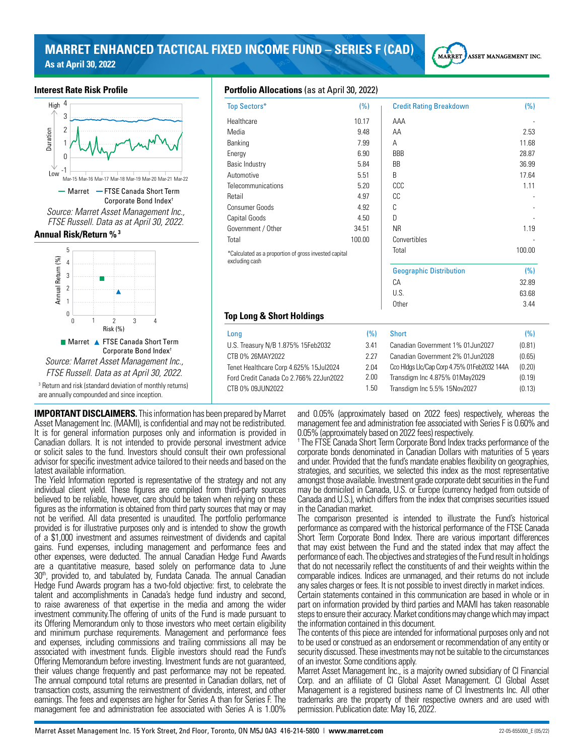# MARRET ENHANCED TACTICAL FIXED INCOME FUND – SERIES F (CAD)

**As at April 30, 2022**

MARRET ASSET MANAGEMENT INC.

## Interest Rate Risk Profile

High 4
3
2
1
0
Low -1
Duration
Mar-15 Mar-16 Mar-17 Mar-18 Mar-19 Mar-20 Mar-21 Mar-22

— Marret — FTSE Canada Short Term Corporate Bond Index†

*Source: Marret Asset Management Inc., FTSE Russell. Data as at April 30, 2022.*

## Annual Risk/Return % [3]

Annual Return (%)
5
4
3
2
1
0
0 1 2 3 4
Risk (%)

■ Marret ▲ FTSE Canada Short Term Corporate Bond Index†

*Source: Marret Asset Management Inc., FTSE Russell. Data as at April 30, 2022.*

[3] Return and risk (standard deviation of monthly returns) are annually compounded and since inception.

## Portfolio Allocations (as at April 30, 2022)

| Top Sectors* | (%) |
|---|---|
| Healthcare | 10.17 |
| Media | 9.48 |
| Banking | 7.99 |
| Energy | 6.90 |
| Basic Industry | 5.84 |
| Automotive | 5.51 |
| Telecommunications | 5.20 |
| Retail | 4.97 |
| Consumer Goods | 4.92 |
| Capital Goods | 4.50 |
| Government / Other | 34.51 |
| Total | 100.00 |

*Calculated as a proportion of gross invested capital excluding cash

| Credit Rating Breakdown | (%) |
|---|---|
| AAA | - |
| AA | 2.53 |
| A | 11.68 |
| BBB | 28.87 |
| BB | 36.99 |
| B | 17.64 |
| CCC | 1.11 |
| CC | - |
| C | - |
| D | - |
| NR | 1.19 |
| Convertibles | - |
| Total | 100.00 |

| Geographic Distribution | (%) |
|---|---|
| CA | 32.89 |
| U.S. | 63.68 |
| Other | 3.44 |

## Top Long & Short Holdings

| Long | (%) | Short | (%) |
|---|---|---|---|
| U.S. Treasury N/B 1.875% 15Feb2032 | 3.41 | Canadian Government 1% 01Jun2027 | (0.81) |
| CTB 0% 26MAY2022 | 2.27 | Canadian Government 2% 01Jun2028 | (0.65) |
| Tenet Healthcare Corp 4.625% 15Jul2024 | 2.04 | Cco Hldgs Llc/Cap Corp 4.75% 01Feb2032 144A | (0.20) |
| Ford Credit Canada Co 2.766% 22Jun2022 | 2.00 | Transdigm Inc 4.875% 01May2029 | (0.19) |
| CTB 0% 09JUN2022 | 1.50 | Transdigm Inc 5.5% 15Nov2027 | (0.13) |

**IMPORTANT DISCLAIMERS.** This information has been prepared by Marret Asset Management Inc. (MAMI), is confidential and may not be redistributed. It is for general information purposes only and information is provided in Canadian dollars. It is not intended to provide personal investment advice or solicit sales to the fund. Investors should consult their own professional advisor for specific investment advice tailored to their needs and based on the latest available information.

The Yield Information reported is representative of the strategy and not any individual client yield. These figures are compiled from third-party sources believed to be reliable, however, care should be taken when relying on these figures as the information is obtained from third party sources that may or may not be verified. All data presented is unaudited. The portfolio performance provided is for illustrative purposes only and is intended to show the growth of a $1,000 investment and assumes reinvestment of dividends and capital gains. Fund expenses, including management and performance fees and other expenses, were deducted. The annual Canadian Hedge Fund Awards are a quantitative measure, based solely on performance data to June 30th, provided to, and tabulated by, Fundata Canada. The annual Canadian Hedge Fund Awards program has a two-fold objective: first, to celebrate the talent and accomplishments in Canada's hedge fund industry and second, to raise awareness of that expertise in the media and among the wider investment community.The offering of units of the Fund is made pursuant to its Offering Memorandum only to those investors who meet certain eligibility and minimum purchase requirements. Management and performance fees and expenses, including commissions and trailing commissions all may be associated with investment funds. Eligible investors should read the Fund's Offering Memorandum before investing. Investment funds are not guaranteed, their values change frequently and past performance may not be repeated. The annual compound total returns are presented in Canadian dollars, net of transaction costs, assuming the reinvestment of dividends, interest, and other earnings. The fees and expenses are higher for Series A than for Series F. The management fee and administration fee associated with Series A is 1.00% and 0.05% (approximately based on 2022 fees) respectively, whereas the management fee and administration fee associated with Series F is 0.60% and 0.05% (approximately based on 2022 fees) respectively.

† The FTSE Canada Short Term Corporate Bond Index tracks performance of the corporate bonds denominated in Canadian Dollars with maturities of 5 years and under. Provided that the fund's mandate enables flexibility on geographies, strategies, and securities, we selected this index as the most representative amongst those available. Investment grade corporate debt securities in the Fund may be domiciled in Canada, U.S. or Europe (currency hedged from outside of Canada and U.S.), which differs from the index that comprises securities issued in the Canadian market.

The comparison presented is intended to illustrate the Fund's historical performance as compared with the historical performance of the FTSE Canada Short Term Corporate Bond Index. There are various important differences that may exist between the Fund and the stated index that may affect the performance of each. The objectives and strategies of the Fund result in holdings that do not necessarily reflect the constituents of and their weights within the comparable indices. Indices are unmanaged, and their returns do not include any sales charges or fees. It is not possible to invest directly in market indices.

Certain statements contained in this communication are based in whole or in part on information provided by third parties and MAMI has taken reasonable steps to ensure their accuracy. Market conditions may change which may impact the information contained in this document.

The contents of this piece are intended for informational purposes only and not to be used or construed as an endorsement or recommendation of any entity or security discussed. These investments may not be suitable to the circumstances of an investor. Some conditions apply.

Marret Asset Management Inc., is a majority owned subsidiary of CI Financial Corp. and an affiliate of CI Global Asset Management. CI Global Asset Management is a registered business name of CI Investments Inc. All other trademarks are the property of their respective owners and are used with permission. Publication date: May 16, 2022.

Marret Asset Management Inc. 15 York Street, 2nd Floor, Toronto, ON M5J 0A3 416-214-5800 | **www.marret.com** 22-05-655000_E (05/22)